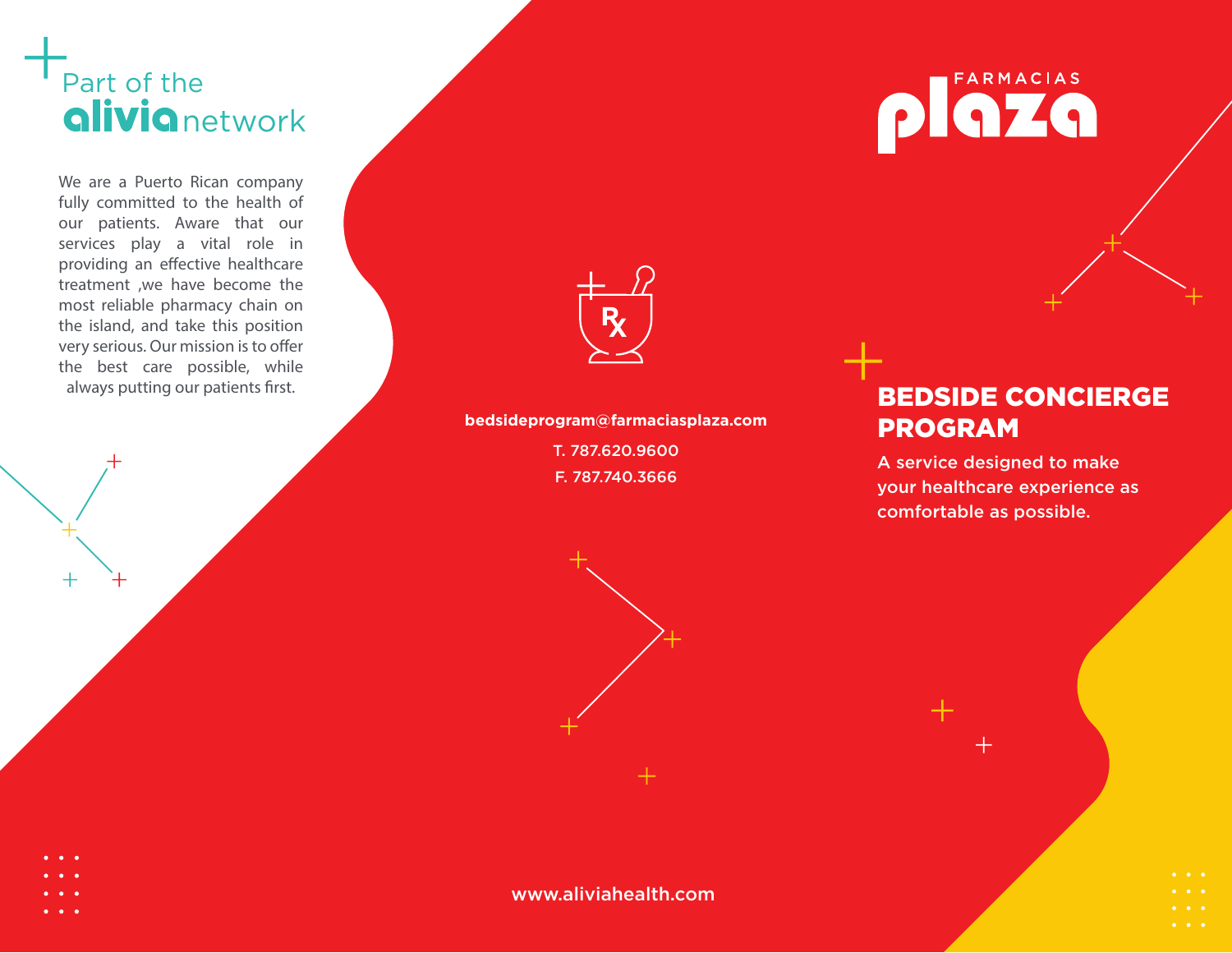## Part of the alivia network

We are a Puerto Rican company fully committed to the health of our patients. Aware that our services play a vital role in providing an effective healthcare treatment ,we have become the most reliable pharmacy chain on the island, and take this position very serious. Our mission is to offer the best care possible, while always putting our patients first.

**bedsideprogram@farmaciasplaza.com**

T. 787.620.9600

F. 787.740.3666

www.aliviahealth.com

FARMACIAS plaza

# BEDSIDE CONCIERGE PROGRAM

A service designed to make your healthcare experience as comfortable as possible.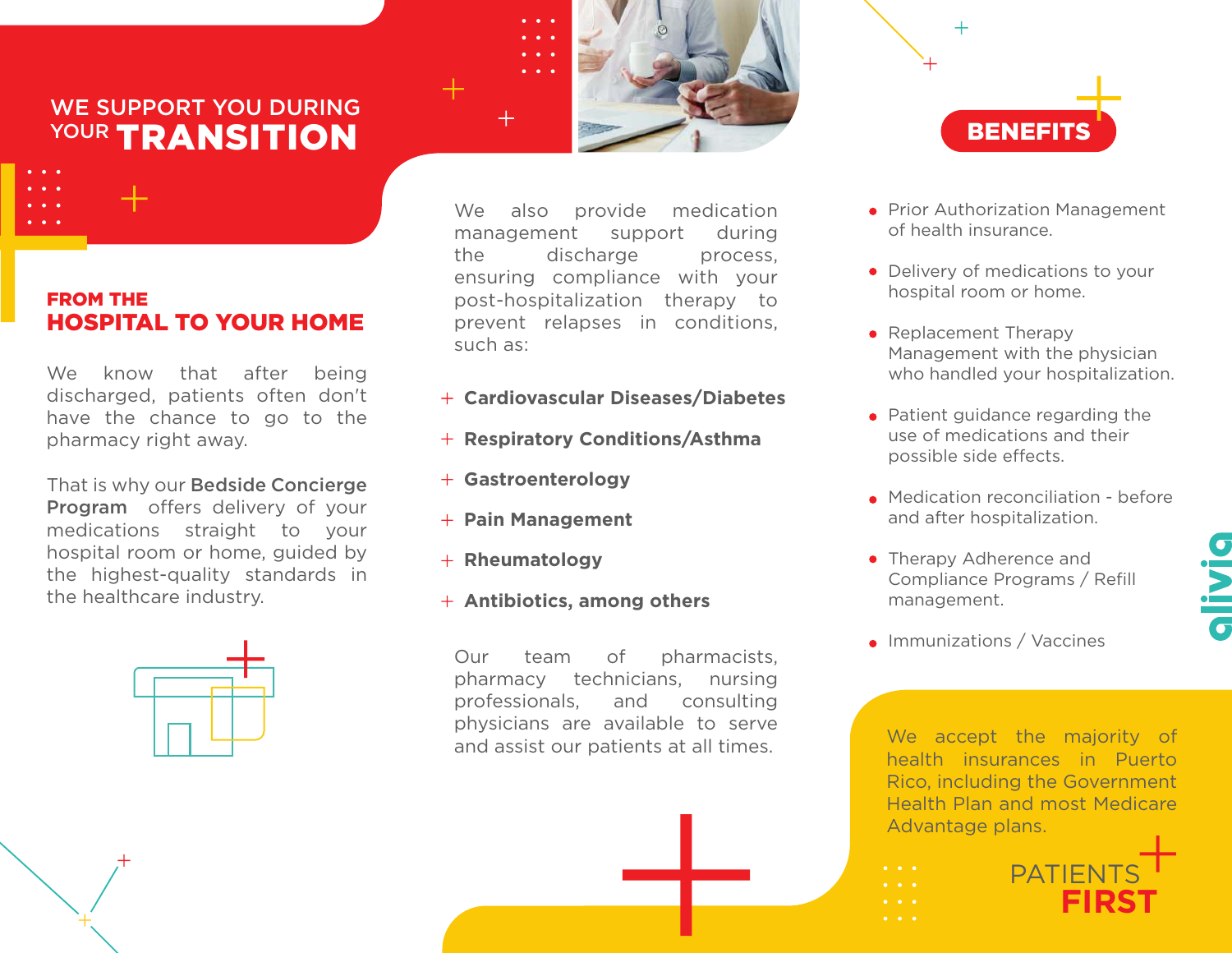# WE SUPPORT YOU DURING YOUR TRANSITION

## FROM THE HOSPITAL TO YOUR HOME

We know that after being discharged, patients often don't have the chance to go to the pharmacy right away.

That is why our **Bedside Concierge Program** offers delivery of your medications straight to your hospital room or home, guided by the highest-quality standards in the healthcare industry.

We also provide medication management support during the discharge process, ensuring compliance with your post-hospitalization therapy to prevent relapses in conditions, such as:

- **Cardiovascular Diseases/Diabetes**
- **Respiratory Conditions/Asthma**
- **Gastroenterology**
- **Pain Management**
- **Rheumatology**
- **Antibiotics, among others**

Our team of pharmacists, pharmacy technicians, nursing professionals, and consulting physicians are available to serve and assist our patients at all times.

## BENEFITS

- Prior Authorization Management of health insurance.
- Delivery of medications to your hospital room or home.
- Replacement Therapy Management with the physician who handled your hospitalization.
- Patient guidance regarding the use of medications and their possible side effects.
- Medication reconciliation - before and after hospitalization.
- Therapy Adherence and Compliance Programs / Refill management.
- Immunizations / Vaccines

We accept the majority of health insurances in Puerto Rico, including the Government Health Plan and most Medicare Advantage plans.

PATIENTS **FIRST**

alivia